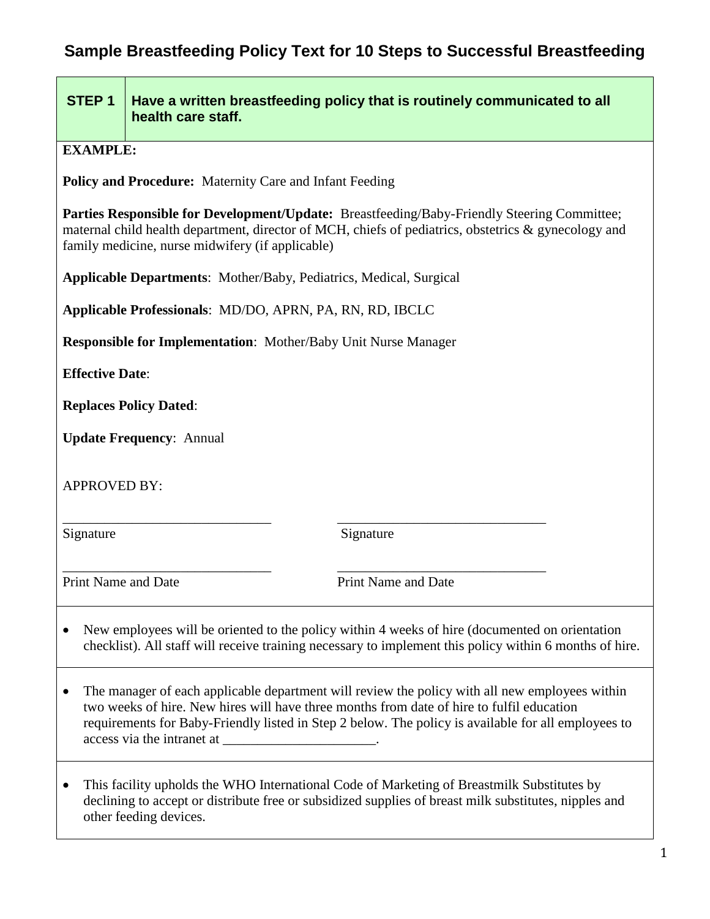# Sample Breastfeeding Policy Text for 10 Steps to Successful Breastfeeding

| STEP 1 | Have a written breastfeeding policy that is routinely communicated to all health care staff. |
|---|---|

**EXAMPLE:**

**Policy and Procedure:** Maternity Care and Infant Feeding

**Parties Responsible for Development/Update:** Breastfeeding/Baby-Friendly Steering Committee; maternal child health department, director of MCH, chiefs of pediatrics, obstetrics & gynecology and family medicine, nurse midwifery (if applicable)

**Applicable Departments**: Mother/Baby, Pediatrics, Medical, Surgical

**Applicable Professionals**: MD/DO, APRN, PA, RN, RD, IBCLC

**Responsible for Implementation**: Mother/Baby Unit Nurse Manager

**Effective Date**:

**Replaces Policy Dated**:

**Update Frequency**: Annual

APPROVED BY:

______________________________ ______________________________
Signature Signature

______________________________ ______________________________
Print Name and Date Print Name and Date

- New employees will be oriented to the policy within 4 weeks of hire (documented on orientation checklist). All staff will receive training necessary to implement this policy within 6 months of hire.

- The manager of each applicable department will review the policy with all new employees within two weeks of hire. New hires will have three months from date of hire to fulfil education requirements for Baby-Friendly listed in Step 2 below. The policy is available for all employees to access via the intranet at ______________________.

- This facility upholds the WHO International Code of Marketing of Breastmilk Substitutes by declining to accept or distribute free or subsidized supplies of breast milk substitutes, nipples and other feeding devices.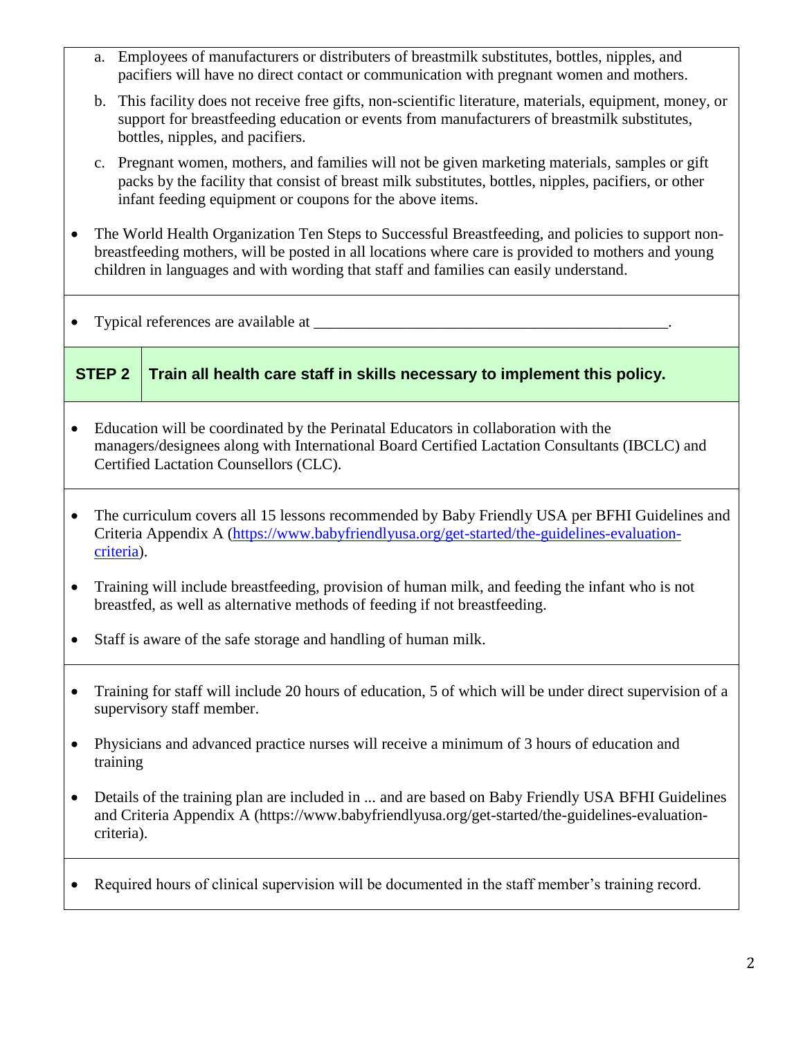a. Employees of manufacturers or distributers of breastmilk substitutes, bottles, nipples, and pacifiers will have no direct contact or communication with pregnant women and mothers.

b. This facility does not receive free gifts, non-scientific literature, materials, equipment, money, or support for breastfeeding education or events from manufacturers of breastmilk substitutes, bottles, nipples, and pacifiers.

c. Pregnant women, mothers, and families will not be given marketing materials, samples or gift packs by the facility that consist of breast milk substitutes, bottles, nipples, pacifiers, or other infant feeding equipment or coupons for the above items.

- The World Health Organization Ten Steps to Successful Breastfeeding, and policies to support non-breastfeeding mothers, will be posted in all locations where care is provided to mothers and young children in languages and with wording that staff and families can easily understand.

- Typical references are available at ______________________________________________.

## STEP 2 Train all health care staff in skills necessary to implement this policy.

- Education will be coordinated by the Perinatal Educators in collaboration with the managers/designees along with International Board Certified Lactation Consultants (IBCLC) and Certified Lactation Counsellors (CLC).

- The curriculum covers all 15 lessons recommended by Baby Friendly USA per BFHI Guidelines and Criteria Appendix A (https://www.babyfriendlyusa.org/get-started/the-guidelines-evaluation-criteria).
- Training will include breastfeeding, provision of human milk, and feeding the infant who is not breastfed, as well as alternative methods of feeding if not breastfeeding.
- Staff is aware of the safe storage and handling of human milk.

- Training for staff will include 20 hours of education, 5 of which will be under direct supervision of a supervisory staff member.
- Physicians and advanced practice nurses will receive a minimum of 3 hours of education and training
- Details of the training plan are included in ... and are based on Baby Friendly USA BFHI Guidelines and Criteria Appendix A (https://www.babyfriendlyusa.org/get-started/the-guidelines-evaluation-criteria).

- Required hours of clinical supervision will be documented in the staff member's training record.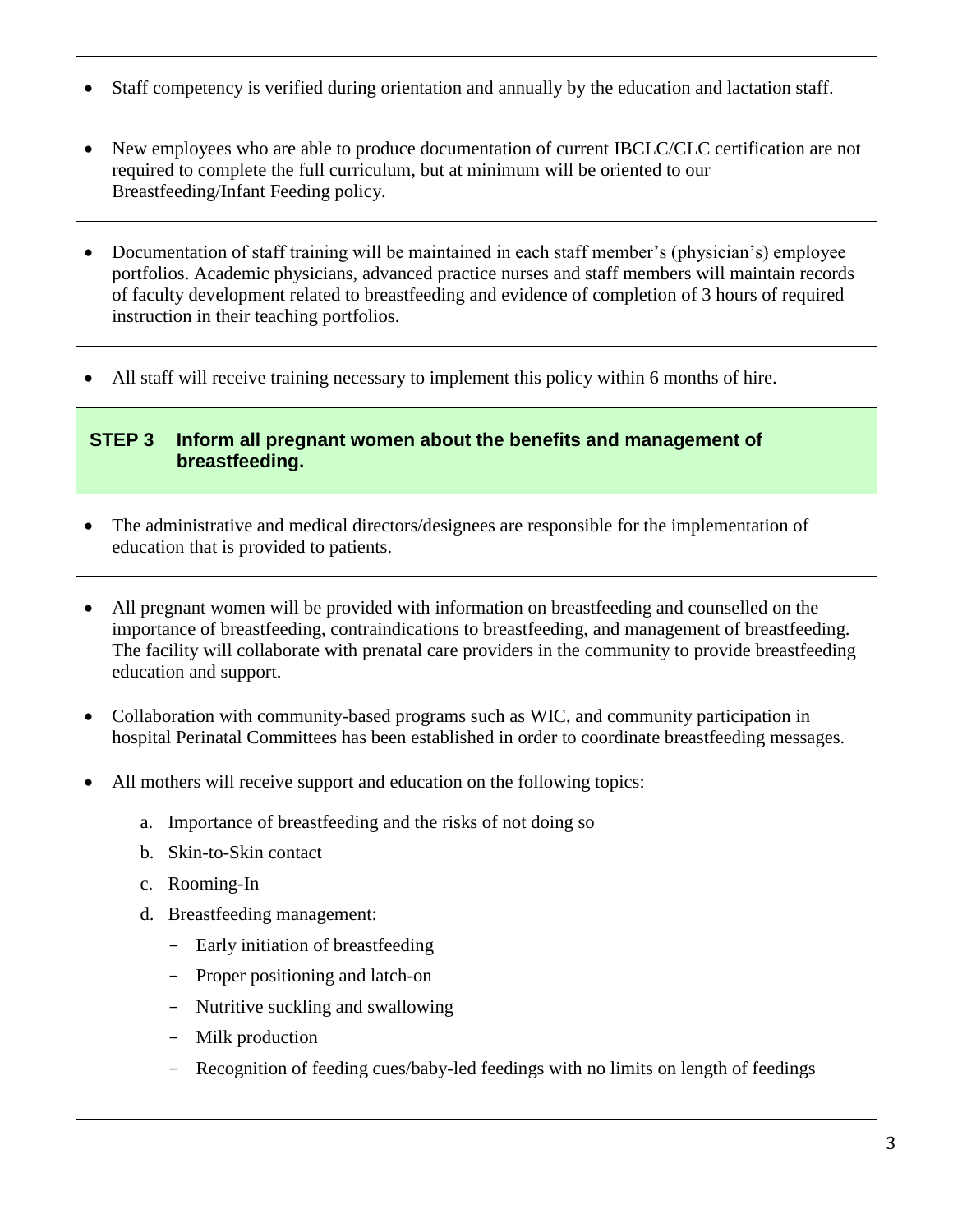- Staff competency is verified during orientation and annually by the education and lactation staff.

- New employees who are able to produce documentation of current IBCLC/CLC certification are not required to complete the full curriculum, but at minimum will be oriented to our Breastfeeding/Infant Feeding policy.

- Documentation of staff training will be maintained in each staff member's (physician's) employee portfolios. Academic physicians, advanced practice nurses and staff members will maintain records of faculty development related to breastfeeding and evidence of completion of 3 hours of required instruction in their teaching portfolios.

- All staff will receive training necessary to implement this policy within 6 months of hire.

## STEP 3 Inform all pregnant women about the benefits and management of breastfeeding.

- The administrative and medical directors/designees are responsible for the implementation of education that is provided to patients.

- All pregnant women will be provided with information on breastfeeding and counselled on the importance of breastfeeding, contraindications to breastfeeding, and management of breastfeeding. The facility will collaborate with prenatal care providers in the community to provide breastfeeding education and support.

- Collaboration with community-based programs such as WIC, and community participation in hospital Perinatal Committees has been established in order to coordinate breastfeeding messages.

- All mothers will receive support and education on the following topics:

  a. Importance of breastfeeding and the risks of not doing so
  b. Skin-to-Skin contact
  c. Rooming-In
  d. Breastfeeding management:
     - Early initiation of breastfeeding
     - Proper positioning and latch-on
     - Nutritive suckling and swallowing
     - Milk production
     - Recognition of feeding cues/baby-led feedings with no limits on length of feedings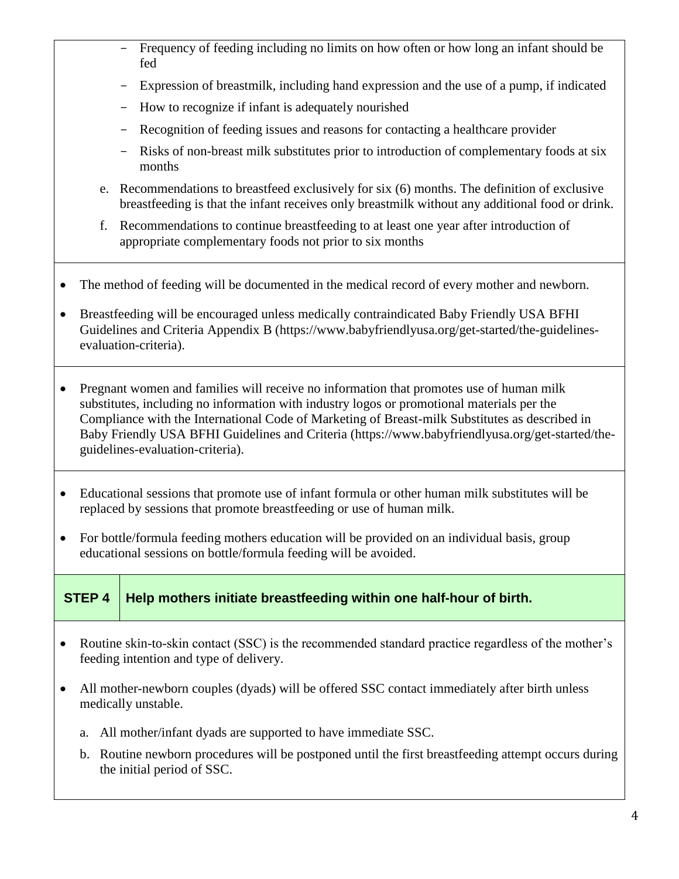- Frequency of feeding including no limits on how often or how long an infant should be fed
  - Expression of breastmilk, including hand expression and the use of a pump, if indicated
  - How to recognize if infant is adequately nourished
  - Recognition of feeding issues and reasons for contacting a healthcare provider
  - Risks of non-breast milk substitutes prior to introduction of complementary foods at six months

e. Recommendations to breastfeed exclusively for six (6) months. The definition of exclusive breastfeeding is that the infant receives only breastmilk without any additional food or drink.

f. Recommendations to continue breastfeeding to at least one year after introduction of appropriate complementary foods not prior to six months

- The method of feeding will be documented in the medical record of every mother and newborn.
- Breastfeeding will be encouraged unless medically contraindicated Baby Friendly USA BFHI Guidelines and Criteria Appendix B (https://www.babyfriendlyusa.org/get-started/the-guidelines-evaluation-criteria).

- Pregnant women and families will receive no information that promotes use of human milk substitutes, including no information with industry logos or promotional materials per the Compliance with the International Code of Marketing of Breast-milk Substitutes as described in Baby Friendly USA BFHI Guidelines and Criteria (https://www.babyfriendlyusa.org/get-started/the-guidelines-evaluation-criteria).

- Educational sessions that promote use of infant formula or other human milk substitutes will be replaced by sessions that promote breastfeeding or use of human milk.
- For bottle/formula feeding mothers education will be provided on an individual basis, group educational sessions on bottle/formula feeding will be avoided.

## STEP 4 Help mothers initiate breastfeeding within one half-hour of birth.

- Routine skin-to-skin contact (SSC) is the recommended standard practice regardless of the mother's feeding intention and type of delivery.
- All mother-newborn couples (dyads) will be offered SSC contact immediately after birth unless medically unstable.
  a. All mother/infant dyads are supported to have immediate SSC.
  b. Routine newborn procedures will be postponed until the first breastfeeding attempt occurs during the initial period of SSC.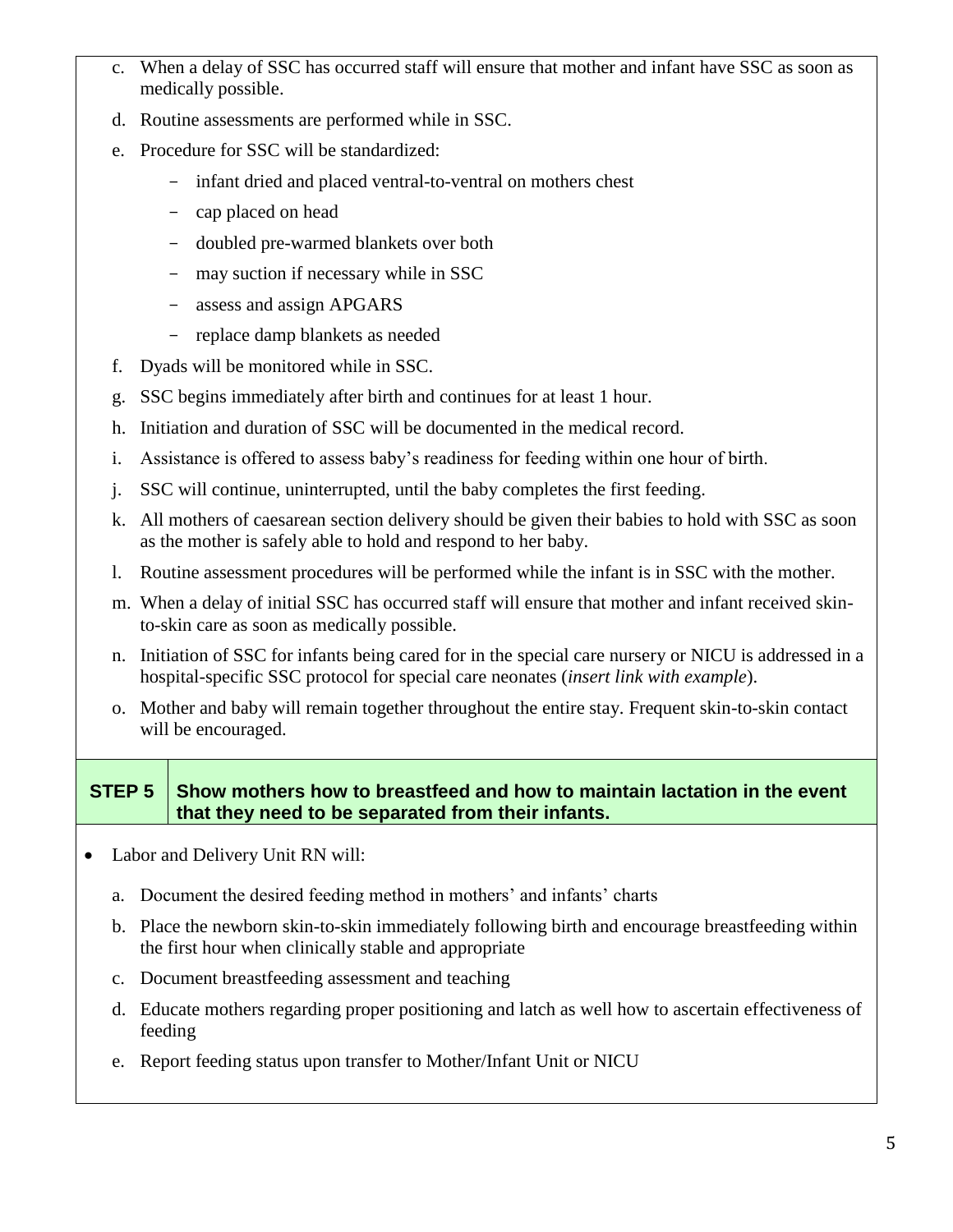c. When a delay of SSC has occurred staff will ensure that mother and infant have SSC as soon as medically possible.

d. Routine assessments are performed while in SSC.

e. Procedure for SSC will be standardized:

   - infant dried and placed ventral-to-ventral on mothers chest
   - cap placed on head
   - doubled pre-warmed blankets over both
   - may suction if necessary while in SSC
   - assess and assign APGARS
   - replace damp blankets as needed

f. Dyads will be monitored while in SSC.

g. SSC begins immediately after birth and continues for at least 1 hour.

h. Initiation and duration of SSC will be documented in the medical record.

i. Assistance is offered to assess baby's readiness for feeding within one hour of birth.

j. SSC will continue, uninterrupted, until the baby completes the first feeding.

k. All mothers of caesarean section delivery should be given their babies to hold with SSC as soon as the mother is safely able to hold and respond to her baby.

l. Routine assessment procedures will be performed while the infant is in SSC with the mother.

m. When a delay of initial SSC has occurred staff will ensure that mother and infant received skin-to-skin care as soon as medically possible.

n. Initiation of SSC for infants being cared for in the special care nursery or NICU is addressed in a hospital-specific SSC protocol for special care neonates (*insert link with example*).

o. Mother and baby will remain together throughout the entire stay. Frequent skin-to-skin contact will be encouraged.

| **STEP 5** | **Show mothers how to breastfeed and how to maintain lactation in the event that they need to be separated from their infants.** |
|---|---|

- Labor and Delivery Unit RN will:

  a. Document the desired feeding method in mothers' and infants' charts

  b. Place the newborn skin-to-skin immediately following birth and encourage breastfeeding within the first hour when clinically stable and appropriate

  c. Document breastfeeding assessment and teaching

  d. Educate mothers regarding proper positioning and latch as well how to ascertain effectiveness of feeding

  e. Report feeding status upon transfer to Mother/Infant Unit or NICU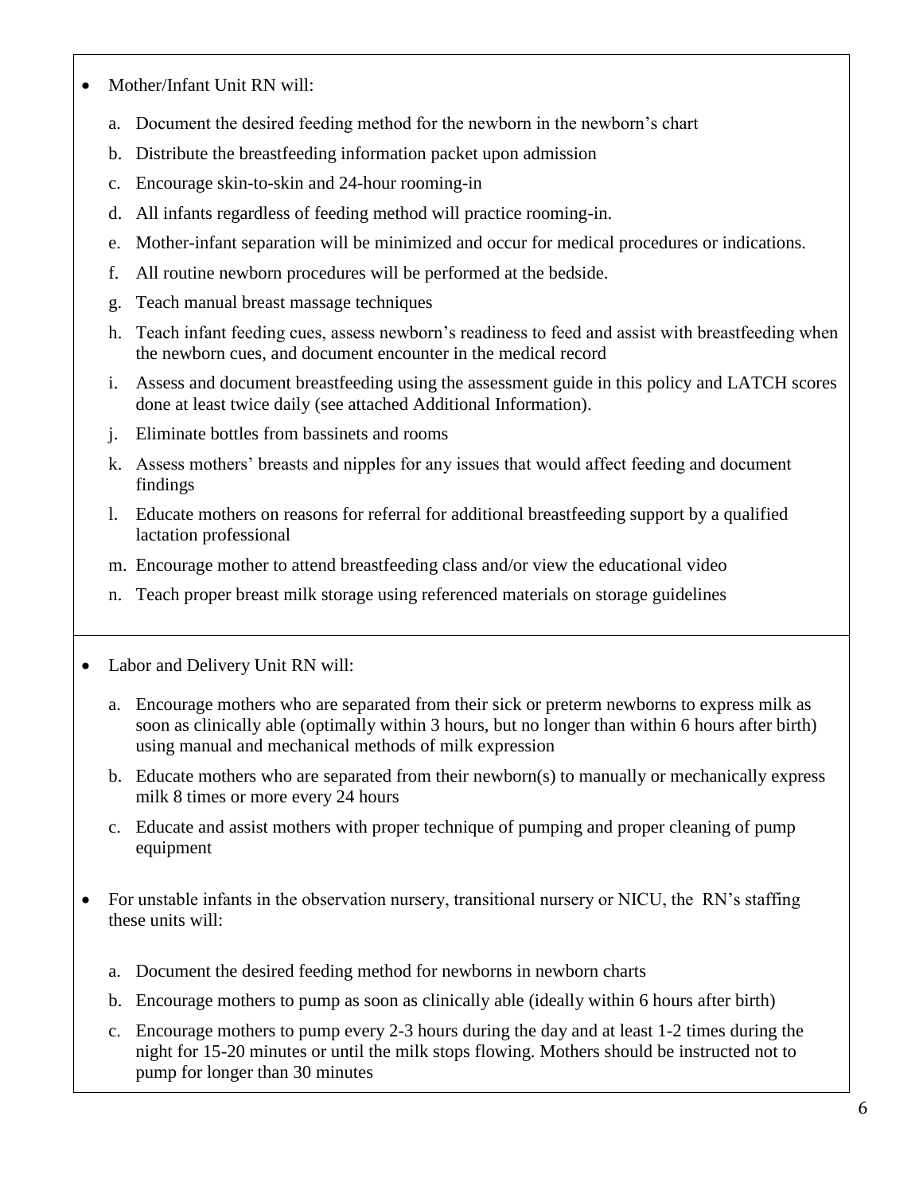- Mother/Infant Unit RN will:

  a. Document the desired feeding method for the newborn in the newborn's chart
  b. Distribute the breastfeeding information packet upon admission
  c. Encourage skin-to-skin and 24-hour rooming-in
  d. All infants regardless of feeding method will practice rooming-in.
  e. Mother-infant separation will be minimized and occur for medical procedures or indications.
  f. All routine newborn procedures will be performed at the bedside.
  g. Teach manual breast massage techniques
  h. Teach infant feeding cues, assess newborn's readiness to feed and assist with breastfeeding when the newborn cues, and document encounter in the medical record
  i. Assess and document breastfeeding using the assessment guide in this policy and LATCH scores done at least twice daily (see attached Additional Information).
  j. Eliminate bottles from bassinets and rooms
  k. Assess mothers' breasts and nipples for any issues that would affect feeding and document findings
  l. Educate mothers on reasons for referral for additional breastfeeding support by a qualified lactation professional
  m. Encourage mother to attend breastfeeding class and/or view the educational video
  n. Teach proper breast milk storage using referenced materials on storage guidelines

- Labor and Delivery Unit RN will:

  a. Encourage mothers who are separated from their sick or preterm newborns to express milk as soon as clinically able (optimally within 3 hours, but no longer than within 6 hours after birth) using manual and mechanical methods of milk expression
  b. Educate mothers who are separated from their newborn(s) to manually or mechanically express milk 8 times or more every 24 hours
  c. Educate and assist mothers with proper technique of pumping and proper cleaning of pump equipment

- For unstable infants in the observation nursery, transitional nursery or NICU, the RN's staffing these units will:

  a. Document the desired feeding method for newborns in newborn charts
  b. Encourage mothers to pump as soon as clinically able (ideally within 6 hours after birth)
  c. Encourage mothers to pump every 2-3 hours during the day and at least 1-2 times during the night for 15-20 minutes or until the milk stops flowing. Mothers should be instructed not to pump for longer than 30 minutes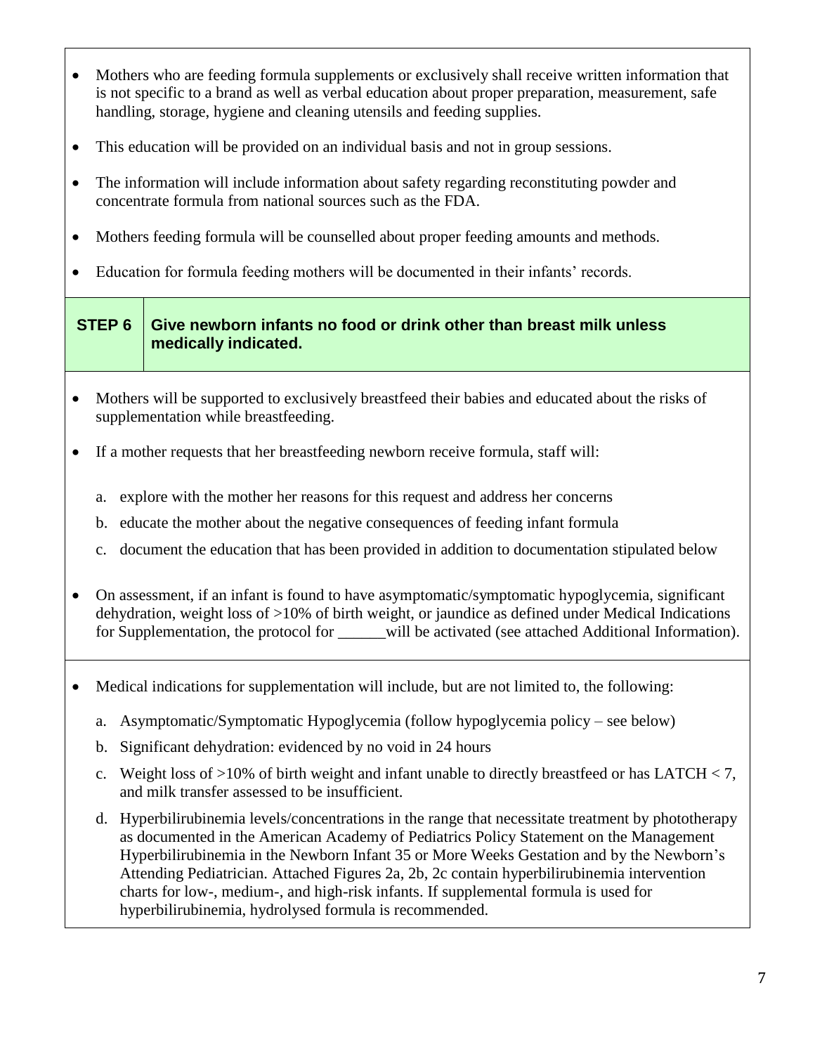- Mothers who are feeding formula supplements or exclusively shall receive written information that is not specific to a brand as well as verbal education about proper preparation, measurement, safe handling, storage, hygiene and cleaning utensils and feeding supplies.
- This education will be provided on an individual basis and not in group sessions.
- The information will include information about safety regarding reconstituting powder and concentrate formula from national sources such as the FDA.
- Mothers feeding formula will be counselled about proper feeding amounts and methods.
- Education for formula feeding mothers will be documented in their infants' records.

## STEP 6 Give newborn infants no food or drink other than breast milk unless medically indicated.

- Mothers will be supported to exclusively breastfeed their babies and educated about the risks of supplementation while breastfeeding.
- If a mother requests that her breastfeeding newborn receive formula, staff will:

  a. explore with the mother her reasons for this request and address her concerns

  b. educate the mother about the negative consequences of feeding infant formula

  c. document the education that has been provided in addition to documentation stipulated below

- On assessment, if an infant is found to have asymptomatic/symptomatic hypoglycemia, significant dehydration, weight loss of >10% of birth weight, or jaundice as defined under Medical Indications for Supplementation, the protocol for ______will be activated (see attached Additional Information).

- Medical indications for supplementation will include, but are not limited to, the following:

  a. Asymptomatic/Symptomatic Hypoglycemia (follow hypoglycemia policy – see below)

  b. Significant dehydration: evidenced by no void in 24 hours

  c. Weight loss of >10% of birth weight and infant unable to directly breastfeed or has LATCH < 7, and milk transfer assessed to be insufficient.

  d. Hyperbilirubinemia levels/concentrations in the range that necessitate treatment by phototherapy as documented in the American Academy of Pediatrics Policy Statement on the Management Hyperbilirubinemia in the Newborn Infant 35 or More Weeks Gestation and by the Newborn's Attending Pediatrician. Attached Figures 2a, 2b, 2c contain hyperbilirubinemia intervention charts for low-, medium-, and high-risk infants. If supplemental formula is used for hyperbilirubinemia, hydrolysed formula is recommended.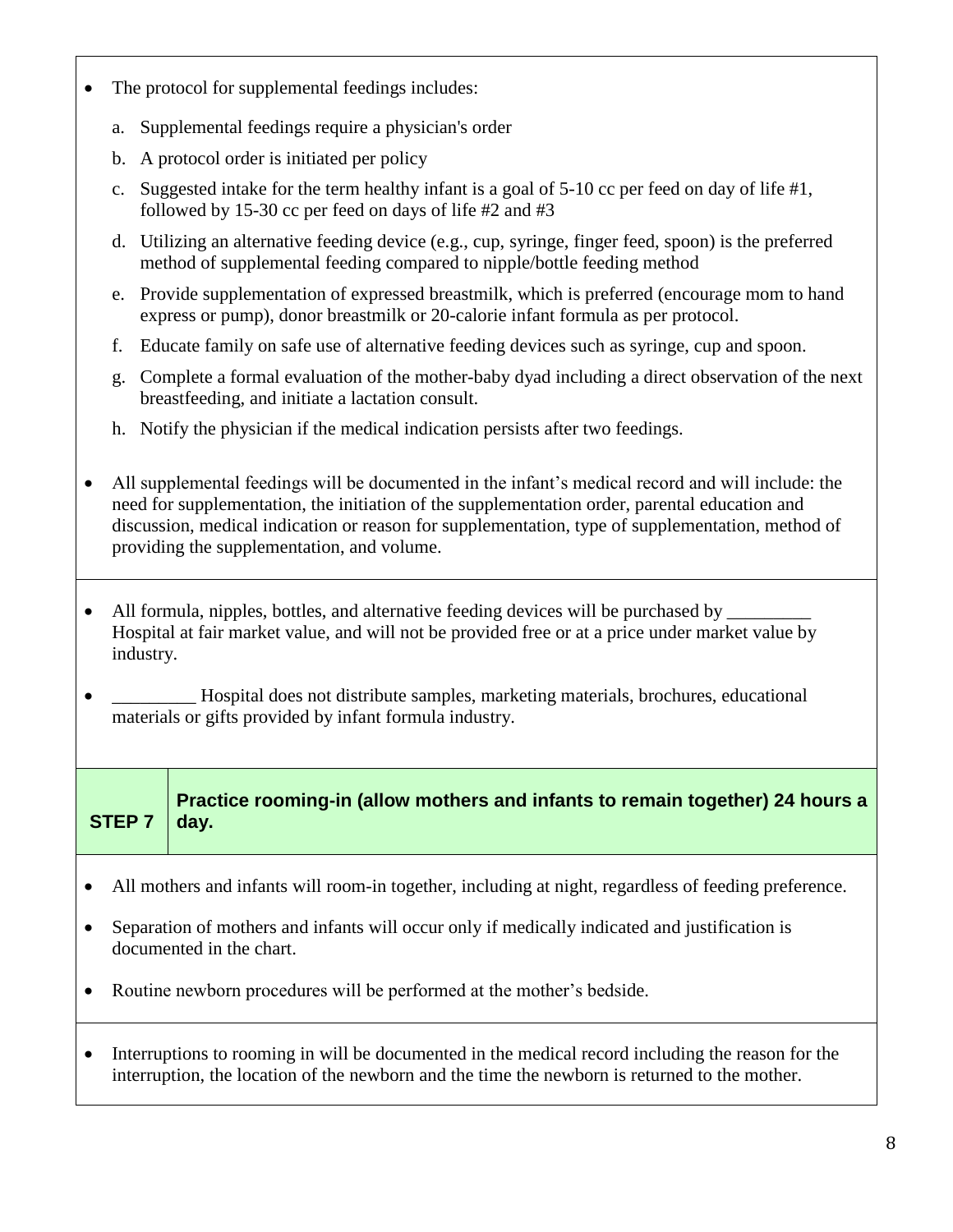- The protocol for supplemental feedings includes:
    a. Supplemental feedings require a physician's order
    b. A protocol order is initiated per policy
    c. Suggested intake for the term healthy infant is a goal of 5-10 cc per feed on day of life #1, followed by 15-30 cc per feed on days of life #2 and #3
    d. Utilizing an alternative feeding device (e.g., cup, syringe, finger feed, spoon) is the preferred method of supplemental feeding compared to nipple/bottle feeding method
    e. Provide supplementation of expressed breastmilk, which is preferred (encourage mom to hand express or pump), donor breastmilk or 20-calorie infant formula as per protocol.
    f. Educate family on safe use of alternative feeding devices such as syringe, cup and spoon.
    g. Complete a formal evaluation of the mother-baby dyad including a direct observation of the next breastfeeding, and initiate a lactation consult.
    h. Notify the physician if the medical indication persists after two feedings.

- All supplemental feedings will be documented in the infant's medical record and will include: the need for supplementation, the initiation of the supplementation order, parental education and discussion, medical indication or reason for supplementation, type of supplementation, method of providing the supplementation, and volume.

- All formula, nipples, bottles, and alternative feeding devices will be purchased by _________ Hospital at fair market value, and will not be provided free or at a price under market value by industry.

- _________ Hospital does not distribute samples, marketing materials, brochures, educational materials or gifts provided by infant formula industry.

## STEP 7 — Practice rooming-in (allow mothers and infants to remain together) 24 hours a day.

- All mothers and infants will room-in together, including at night, regardless of feeding preference.

- Separation of mothers and infants will occur only if medically indicated and justification is documented in the chart.

- Routine newborn procedures will be performed at the mother's bedside.

- Interruptions to rooming in will be documented in the medical record including the reason for the interruption, the location of the newborn and the time the newborn is returned to the mother.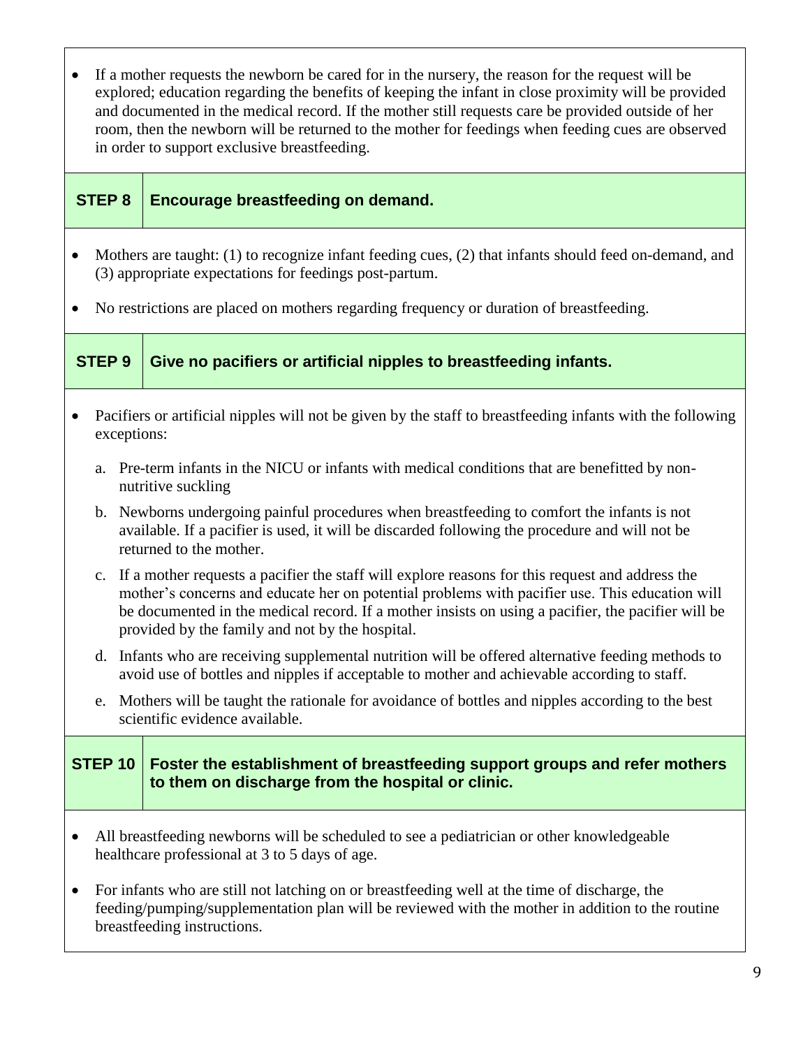- If a mother requests the newborn be cared for in the nursery, the reason for the request will be explored; education regarding the benefits of keeping the infant in close proximity will be provided and documented in the medical record. If the mother still requests care be provided outside of her room, then the newborn will be returned to the mother for feedings when feeding cues are observed in order to support exclusive breastfeeding.

## STEP 8 Encourage breastfeeding on demand.

- Mothers are taught: (1) to recognize infant feeding cues, (2) that infants should feed on-demand, and (3) appropriate expectations for feedings post-partum.
- No restrictions are placed on mothers regarding frequency or duration of breastfeeding.

## STEP 9 Give no pacifiers or artificial nipples to breastfeeding infants.

- Pacifiers or artificial nipples will not be given by the staff to breastfeeding infants with the following exceptions:

  a. Pre-term infants in the NICU or infants with medical conditions that are benefitted by non-nutritive suckling

  b. Newborns undergoing painful procedures when breastfeeding to comfort the infants is not available. If a pacifier is used, it will be discarded following the procedure and will not be returned to the mother.

  c. If a mother requests a pacifier the staff will explore reasons for this request and address the mother's concerns and educate her on potential problems with pacifier use. This education will be documented in the medical record. If a mother insists on using a pacifier, the pacifier will be provided by the family and not by the hospital.

  d. Infants who are receiving supplemental nutrition will be offered alternative feeding methods to avoid use of bottles and nipples if acceptable to mother and achievable according to staff.

  e. Mothers will be taught the rationale for avoidance of bottles and nipples according to the best scientific evidence available.

## STEP 10 Foster the establishment of breastfeeding support groups and refer mothers to them on discharge from the hospital or clinic.

- All breastfeeding newborns will be scheduled to see a pediatrician or other knowledgeable healthcare professional at 3 to 5 days of age.
- For infants who are still not latching on or breastfeeding well at the time of discharge, the feeding/pumping/supplementation plan will be reviewed with the mother in addition to the routine breastfeeding instructions.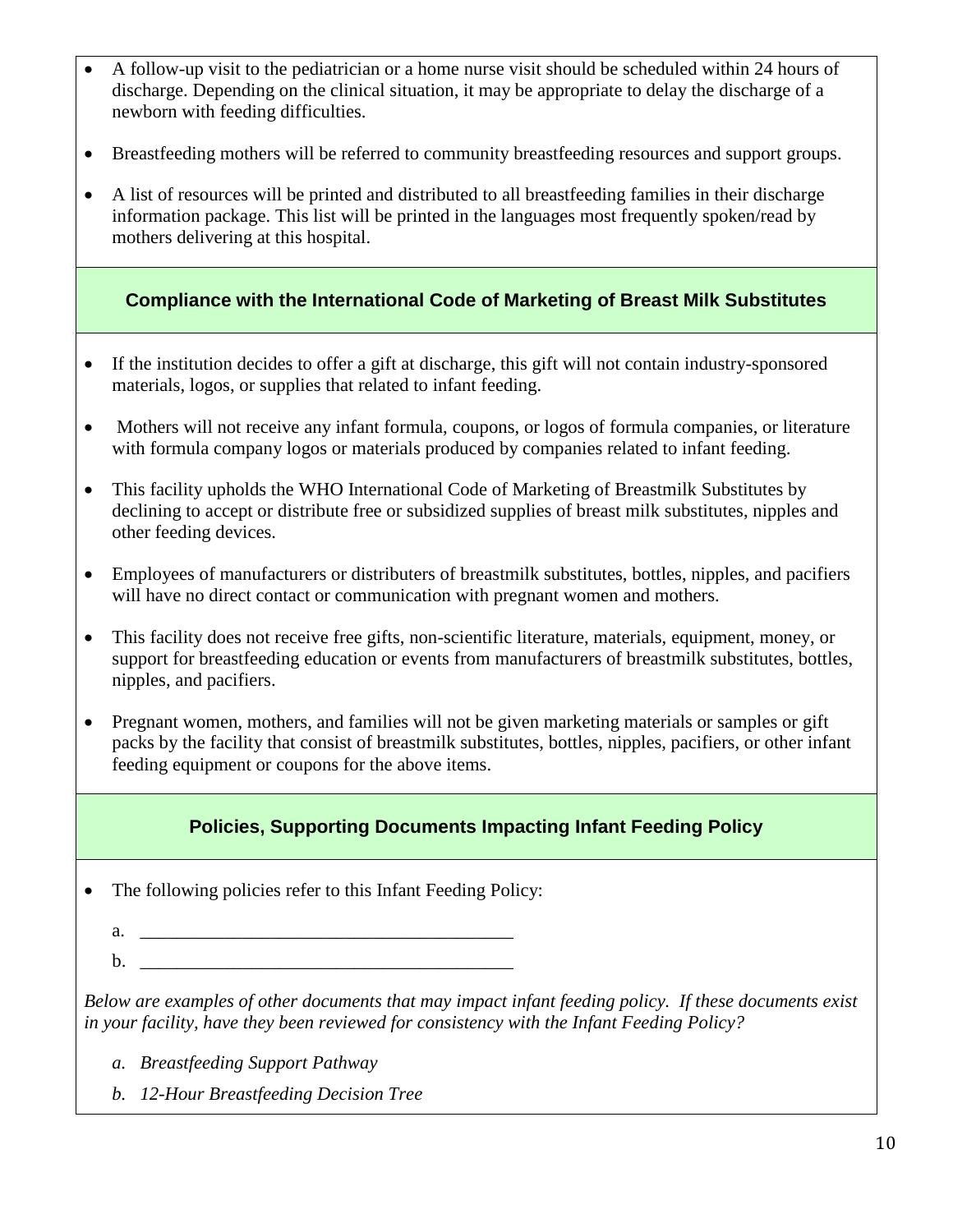- A follow-up visit to the pediatrician or a home nurse visit should be scheduled within 24 hours of discharge. Depending on the clinical situation, it may be appropriate to delay the discharge of a newborn with feeding difficulties.
- Breastfeeding mothers will be referred to community breastfeeding resources and support groups.
- A list of resources will be printed and distributed to all breastfeeding families in their discharge information package. This list will be printed in the languages most frequently spoken/read by mothers delivering at this hospital.

## Compliance with the International Code of Marketing of Breast Milk Substitutes

- If the institution decides to offer a gift at discharge, this gift will not contain industry-sponsored materials, logos, or supplies that related to infant feeding.
- Mothers will not receive any infant formula, coupons, or logos of formula companies, or literature with formula company logos or materials produced by companies related to infant feeding.
- This facility upholds the WHO International Code of Marketing of Breastmilk Substitutes by declining to accept or distribute free or subsidized supplies of breast milk substitutes, nipples and other feeding devices.
- Employees of manufacturers or distributers of breastmilk substitutes, bottles, nipples, and pacifiers will have no direct contact or communication with pregnant women and mothers.
- This facility does not receive free gifts, non-scientific literature, materials, equipment, money, or support for breastfeeding education or events from manufacturers of breastmilk substitutes, bottles, nipples, and pacifiers.
- Pregnant women, mothers, and families will not be given marketing materials or samples or gift packs by the facility that consist of breastmilk substitutes, bottles, nipples, pacifiers, or other infant feeding equipment or coupons for the above items.

## Policies, Supporting Documents Impacting Infant Feeding Policy

- The following policies refer to this Infant Feeding Policy:

  a. ________________________________________

  b. ________________________________________

*Below are examples of other documents that may impact infant feeding policy. If these documents exist in your facility, have they been reviewed for consistency with the Infant Feeding Policy?*

*a. Breastfeeding Support Pathway*

*b. 12-Hour Breastfeeding Decision Tree*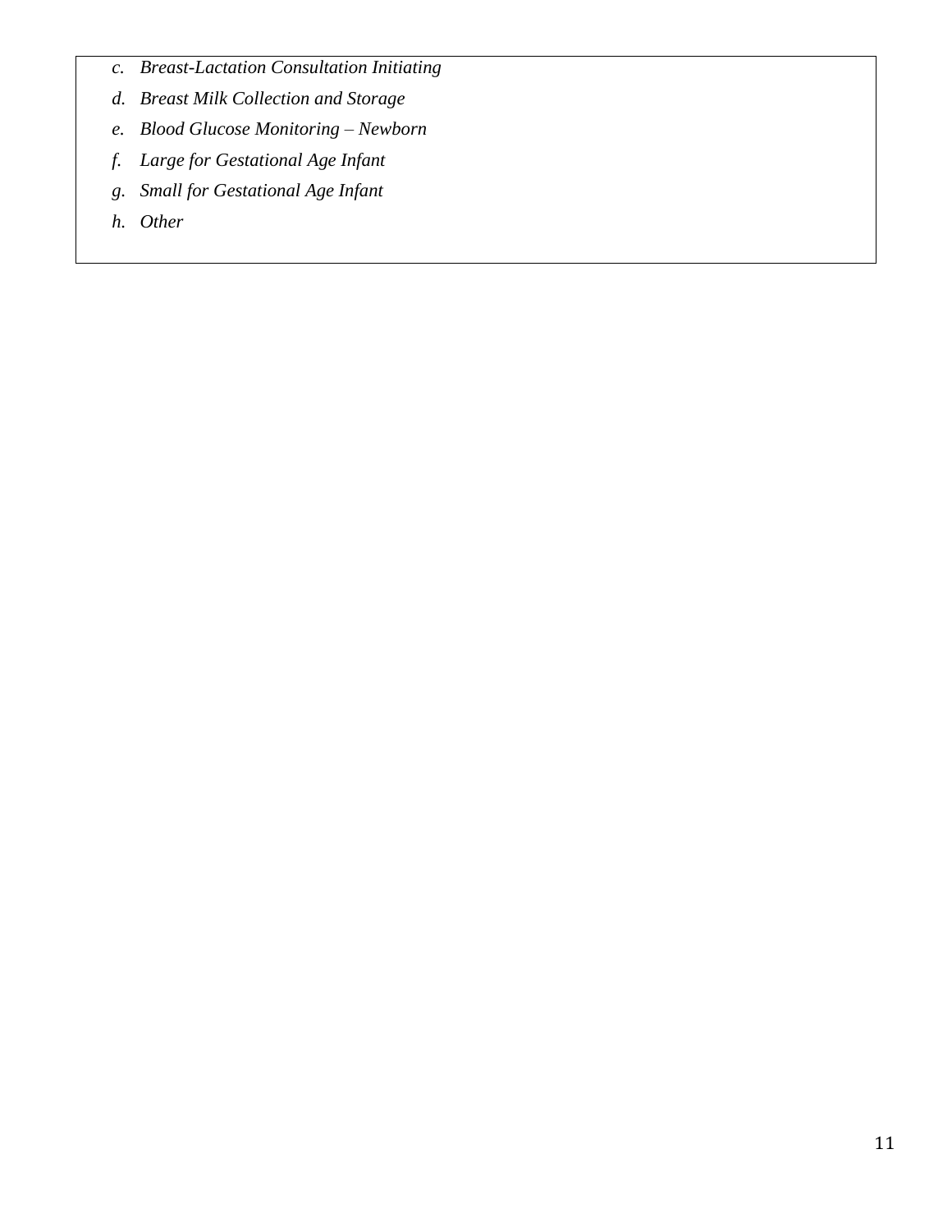c. *Breast-Lactation Consultation Initiating*
d. *Breast Milk Collection and Storage*
e. *Blood Glucose Monitoring – Newborn*
f. *Large for Gestational Age Infant*
g. *Small for Gestational Age Infant*
h. *Other*